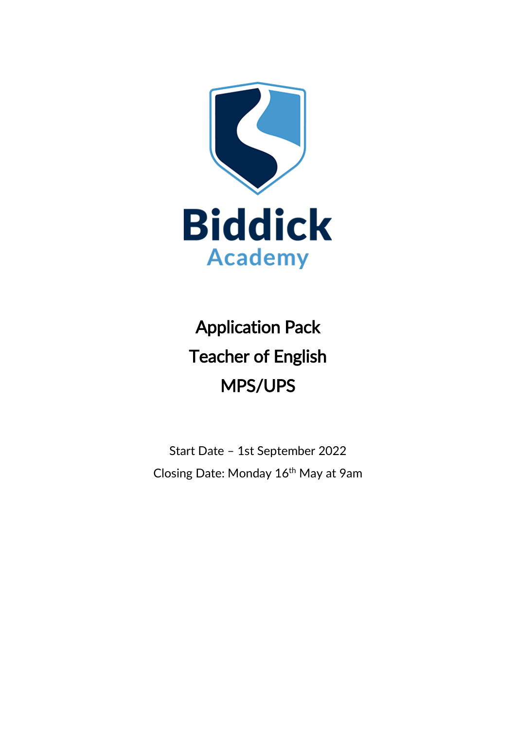Biddick
Academy

# Application Pack
# Teacher of English
# MPS/UPS

Start Date – 1st September 2022

Closing Date: Monday 16th May at 9am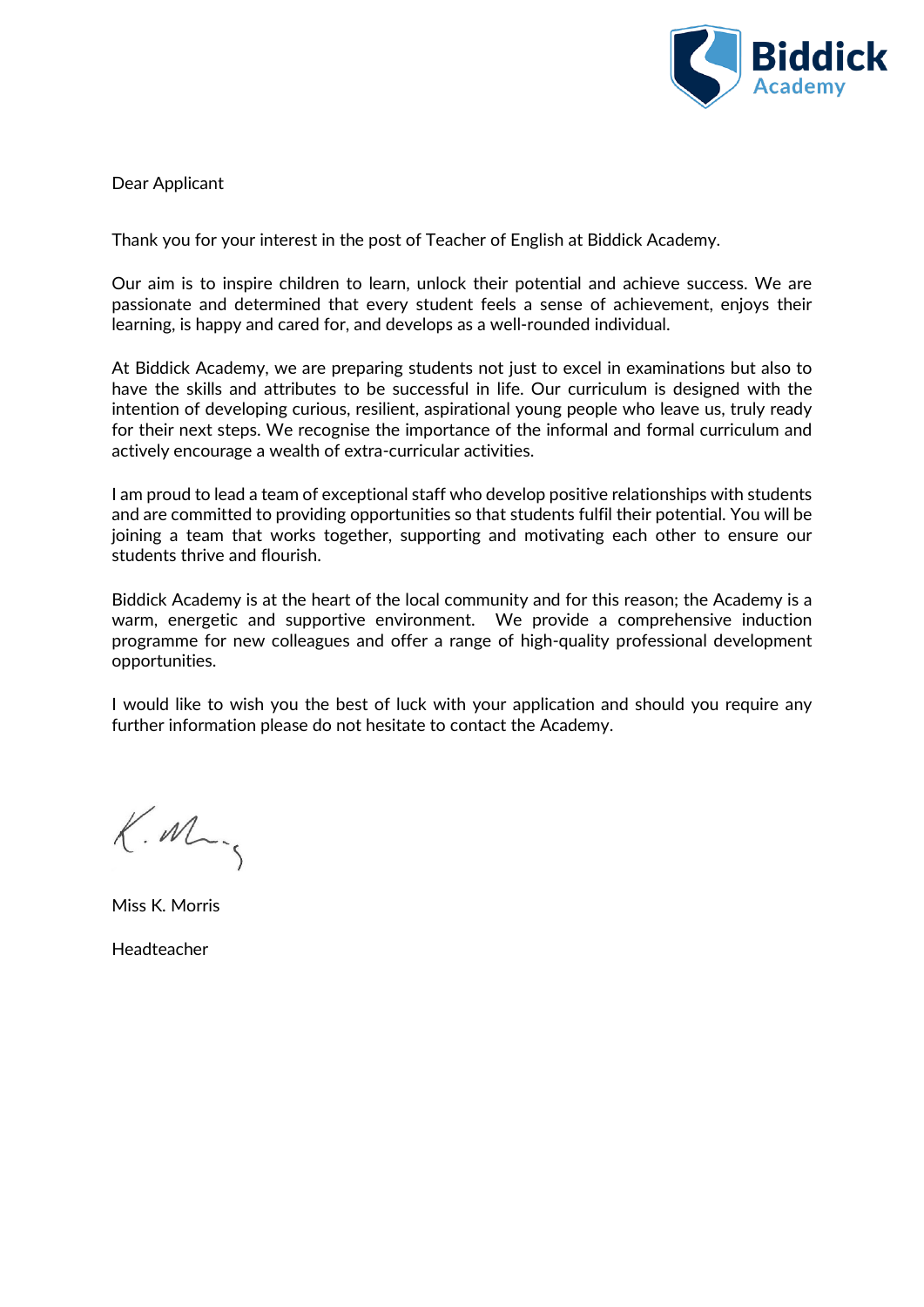Dear Applicant

Thank you for your interest in the post of Teacher of English at Biddick Academy.

Our aim is to inspire children to learn, unlock their potential and achieve success. We are passionate and determined that every student feels a sense of achievement, enjoys their learning, is happy and cared for, and develops as a well-rounded individual.

At Biddick Academy, we are preparing students not just to excel in examinations but also to have the skills and attributes to be successful in life. Our curriculum is designed with the intention of developing curious, resilient, aspirational young people who leave us, truly ready for their next steps. We recognise the importance of the informal and formal curriculum and actively encourage a wealth of extra-curricular activities.

I am proud to lead a team of exceptional staff who develop positive relationships with students and are committed to providing opportunities so that students fulfil their potential. You will be joining a team that works together, supporting and motivating each other to ensure our students thrive and flourish.

Biddick Academy is at the heart of the local community and for this reason; the Academy is a warm, energetic and supportive environment. We provide a comprehensive induction programme for new colleagues and offer a range of high-quality professional development opportunities.

I would like to wish you the best of luck with your application and should you require any further information please do not hesitate to contact the Academy.

Miss K. Morris

Headteacher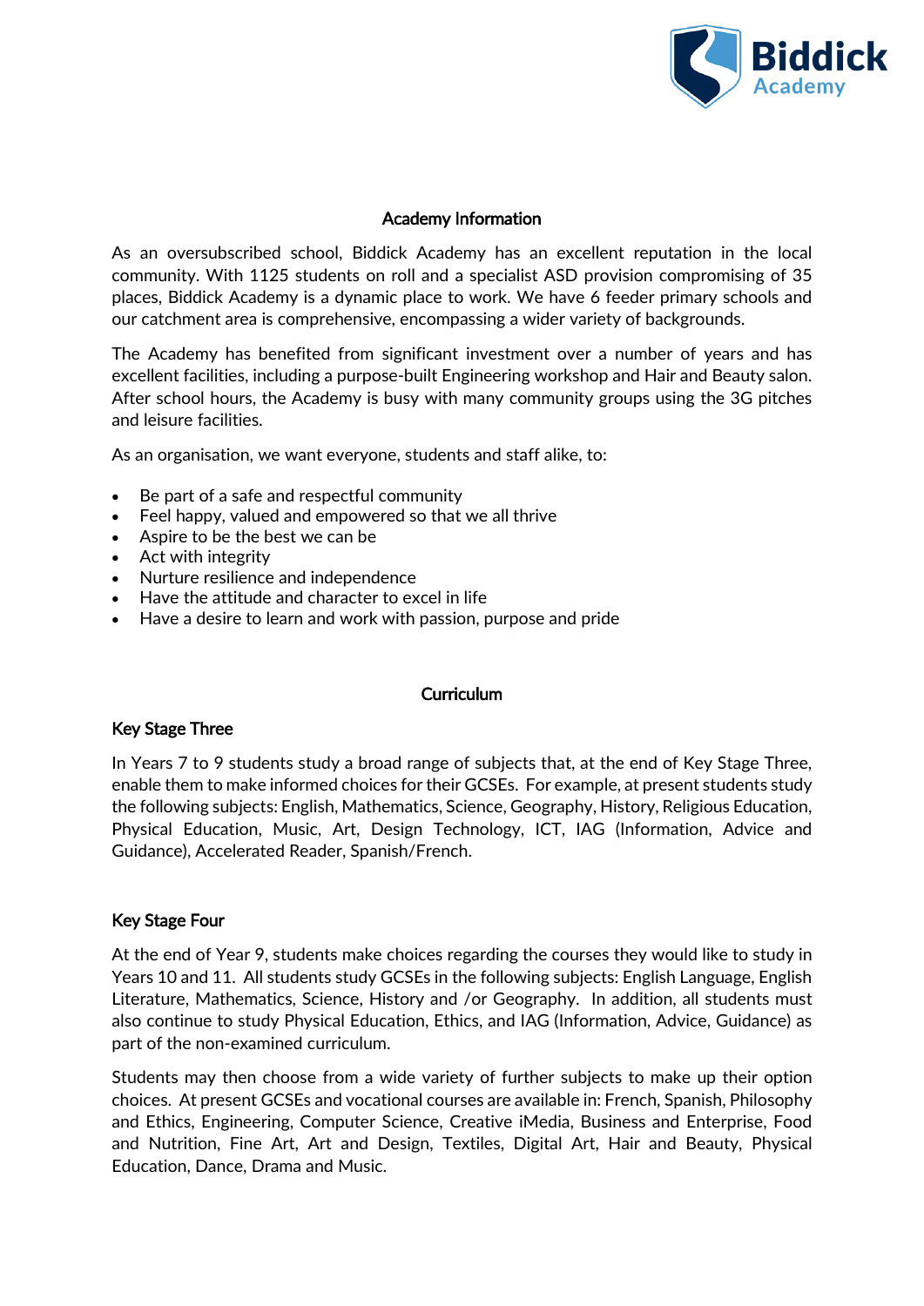## Academy Information

As an oversubscribed school, Biddick Academy has an excellent reputation in the local community. With 1125 students on roll and a specialist ASD provision compromising of 35 places, Biddick Academy is a dynamic place to work. We have 6 feeder primary schools and our catchment area is comprehensive, encompassing a wider variety of backgrounds.

The Academy has benefited from significant investment over a number of years and has excellent facilities, including a purpose-built Engineering workshop and Hair and Beauty salon. After school hours, the Academy is busy with many community groups using the 3G pitches and leisure facilities.

As an organisation, we want everyone, students and staff alike, to:

- Be part of a safe and respectful community
- Feel happy, valued and empowered so that we all thrive
- Aspire to be the best we can be
- Act with integrity
- Nurture resilience and independence
- Have the attitude and character to excel in life
- Have a desire to learn and work with passion, purpose and pride

## Curriculum

### Key Stage Three

In Years 7 to 9 students study a broad range of subjects that, at the end of Key Stage Three, enable them to make informed choices for their GCSEs. For example, at present students study the following subjects: English, Mathematics, Science, Geography, History, Religious Education, Physical Education, Music, Art, Design Technology, ICT, IAG (Information, Advice and Guidance), Accelerated Reader, Spanish/French.

### Key Stage Four

At the end of Year 9, students make choices regarding the courses they would like to study in Years 10 and 11. All students study GCSEs in the following subjects: English Language, English Literature, Mathematics, Science, History and /or Geography. In addition, all students must also continue to study Physical Education, Ethics, and IAG (Information, Advice, Guidance) as part of the non-examined curriculum.

Students may then choose from a wide variety of further subjects to make up their option choices. At present GCSEs and vocational courses are available in: French, Spanish, Philosophy and Ethics, Engineering, Computer Science, Creative iMedia, Business and Enterprise, Food and Nutrition, Fine Art, Art and Design, Textiles, Digital Art, Hair and Beauty, Physical Education, Dance, Drama and Music.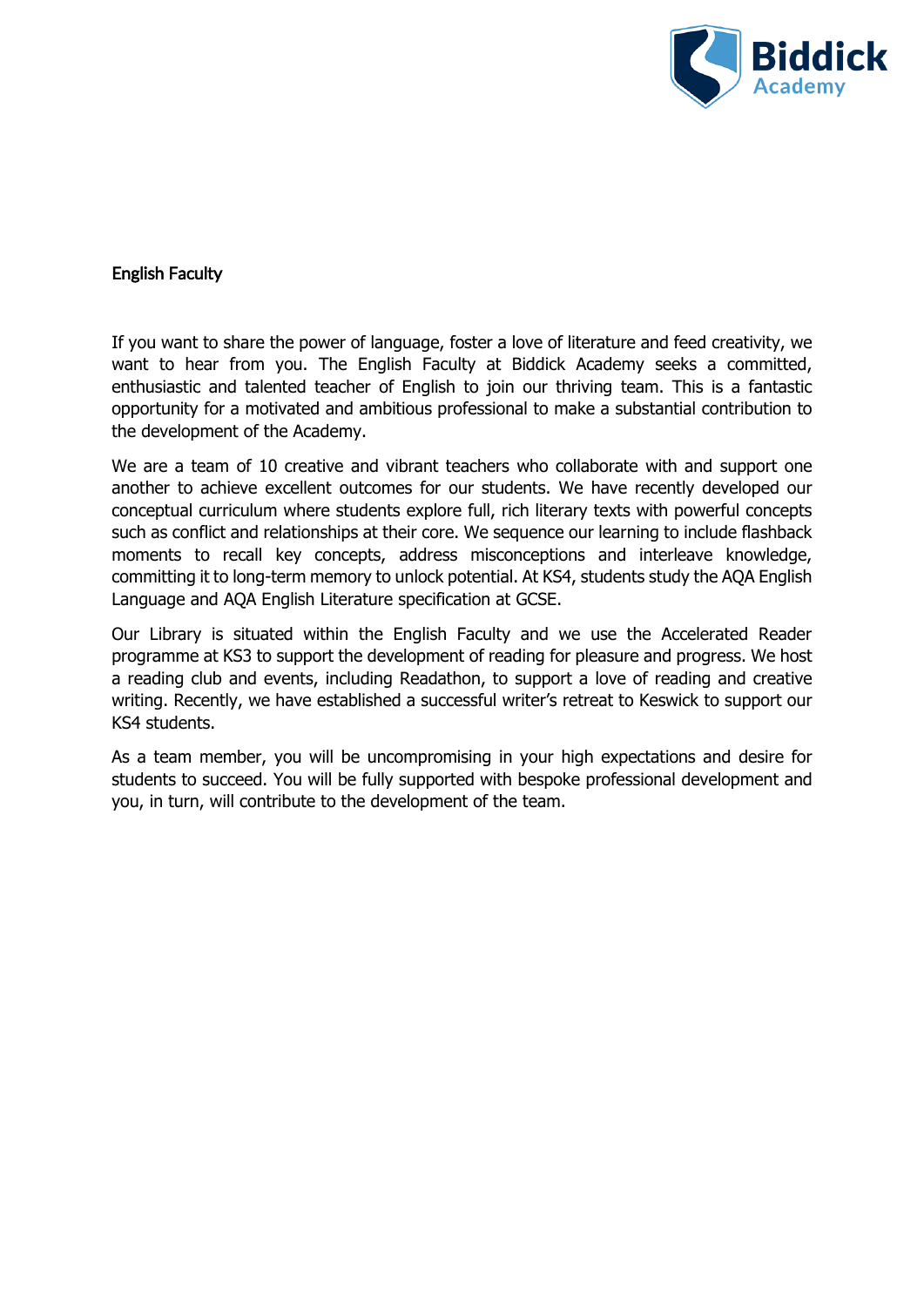## English Faculty

If you want to share the power of language, foster a love of literature and feed creativity, we want to hear from you. The English Faculty at Biddick Academy seeks a committed, enthusiastic and talented teacher of English to join our thriving team. This is a fantastic opportunity for a motivated and ambitious professional to make a substantial contribution to the development of the Academy.

We are a team of 10 creative and vibrant teachers who collaborate with and support one another to achieve excellent outcomes for our students. We have recently developed our conceptual curriculum where students explore full, rich literary texts with powerful concepts such as conflict and relationships at their core. We sequence our learning to include flashback moments to recall key concepts, address misconceptions and interleave knowledge, committing it to long-term memory to unlock potential. At KS4, students study the AQA English Language and AQA English Literature specification at GCSE.

Our Library is situated within the English Faculty and we use the Accelerated Reader programme at KS3 to support the development of reading for pleasure and progress. We host a reading club and events, including Readathon, to support a love of reading and creative writing. Recently, we have established a successful writer's retreat to Keswick to support our KS4 students.

As a team member, you will be uncompromising in your high expectations and desire for students to succeed. You will be fully supported with bespoke professional development and you, in turn, will contribute to the development of the team.